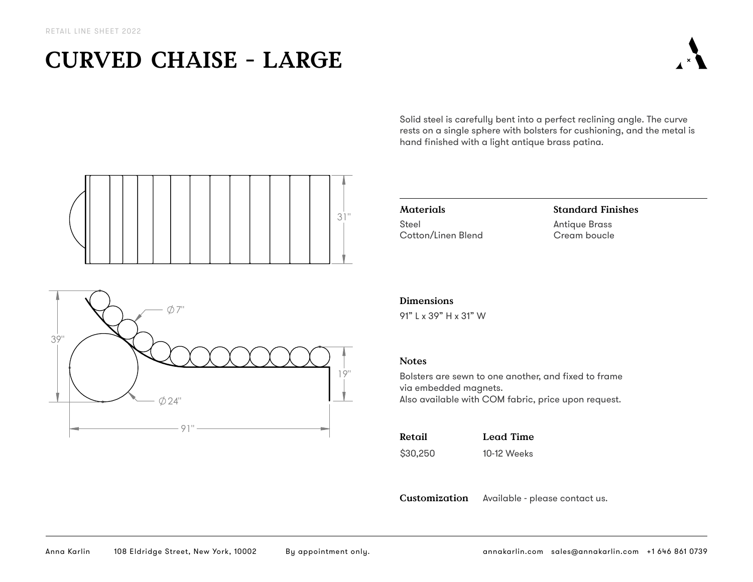RETAIL LINE SHEET 2022

# CURVED CHAISE - LARGE

Solid steel is carefully bent into a perfect reclining angle. The curve rests on a single sphere with bolsters for cushioning, and the metal is hand finished with a light antique brass patina.

31"

39"

Ø 7"

19"

Ø 24"

91"

### Materials

Steel
Cotton/Linen Blend

### Standard Finishes

Antique Brass
Cream boucle

### Dimensions

91" L x 39" H x 31" W

### Notes

Bolsters are sewn to one another, and fixed to frame via embedded magnets.
Also available with COM fabric, price upon request.

### Retail

$30,250

### Lead Time

10-12 Weeks

**Customization** Available - please contact us.

Anna Karlin 108 Eldridge Street, New York, 10002 By appointment only. annakarlin.com sales@annakarlin.com +1 646 861 0739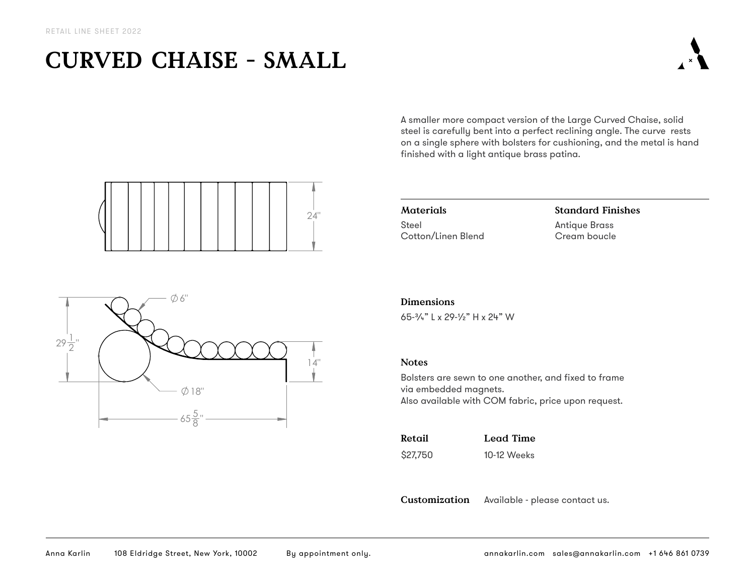# CURVED CHAISE - SMALL

24"

⌀ 6"

$29\frac{1}{2}$"

14"

⌀ 18"

$65\frac{5}{8}$"

A smaller more compact version of the Large Curved Chaise, solid steel is carefully bent into a perfect reclining angle. The curve rests on a single sphere with bolsters for cushioning, and the metal is hand finished with a light antique brass patina.

**Materials**

Steel
Cotton/Linen Blend

**Standard Finishes**

Antique Brass
Cream boucle

**Dimensions**

65-¾" L x 29-½" H x 24" W

**Notes**

Bolsters are sewn to one another, and fixed to frame via embedded magnets.
Also available with COM fabric, price upon request.

**Retail**

$27,750

**Lead Time**

10-12 Weeks

**Customization** Available - please contact us.

Anna Karlin 108 Eldridge Street, New York, 10002 By appointment only. annakarlin.com sales@annakarlin.com +1 646 861 0739